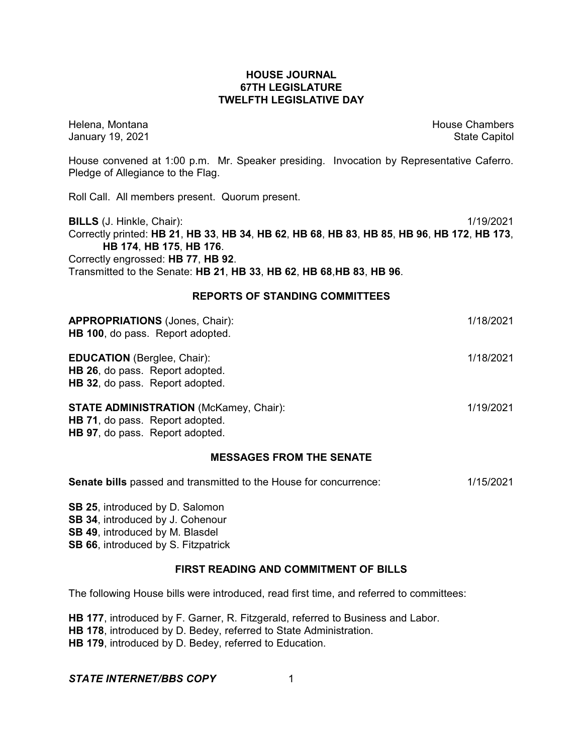# HOUSE JOURNAL
## 67TH LEGISLATURE
## TWELFTH LEGISLATIVE DAY

Helena, Montana  
January 19, 2021

House Chambers  
State Capitol

House convened at 1:00 p.m. Mr. Speaker presiding. Invocation by Representative Caferro. Pledge of Allegiance to the Flag.

Roll Call. All members present. Quorum present.

**BILLS** (J. Hinkle, Chair): 1/19/2021

Correctly printed: **HB 21**, **HB 33**, **HB 34**, **HB 62**, **HB 68**, **HB 83**, **HB 85**, **HB 96**, **HB 172**, **HB 173**, **HB 174**, **HB 175**, **HB 176**.

Correctly engrossed: **HB 77**, **HB 92**.

Transmitted to the Senate: **HB 21**, **HB 33**, **HB 62**, **HB 68**,**HB 83**, **HB 96**.

## REPORTS OF STANDING COMMITTEES

**APPROPRIATIONS** (Jones, Chair): 1/18/2021

**HB 100**, do pass. Report adopted.

**EDUCATION** (Berglee, Chair): 1/18/2021

**HB 26**, do pass. Report adopted.

**HB 32**, do pass. Report adopted.

**STATE ADMINISTRATION** (McKamey, Chair): 1/19/2021

**HB 71**, do pass. Report adopted.

**HB 97**, do pass. Report adopted.

## MESSAGES FROM THE SENATE

**Senate bills** passed and transmitted to the House for concurrence: 1/15/2021

**SB 25**, introduced by D. Salomon  
**SB 34**, introduced by J. Cohenour  
**SB 49**, introduced by M. Blasdel  
**SB 66**, introduced by S. Fitzpatrick

## FIRST READING AND COMMITMENT OF BILLS

The following House bills were introduced, read first time, and referred to committees:

**HB 177**, introduced by F. Garner, R. Fitzgerald, referred to Business and Labor.  
**HB 178**, introduced by D. Bedey, referred to State Administration.  
**HB 179**, introduced by D. Bedey, referred to Education.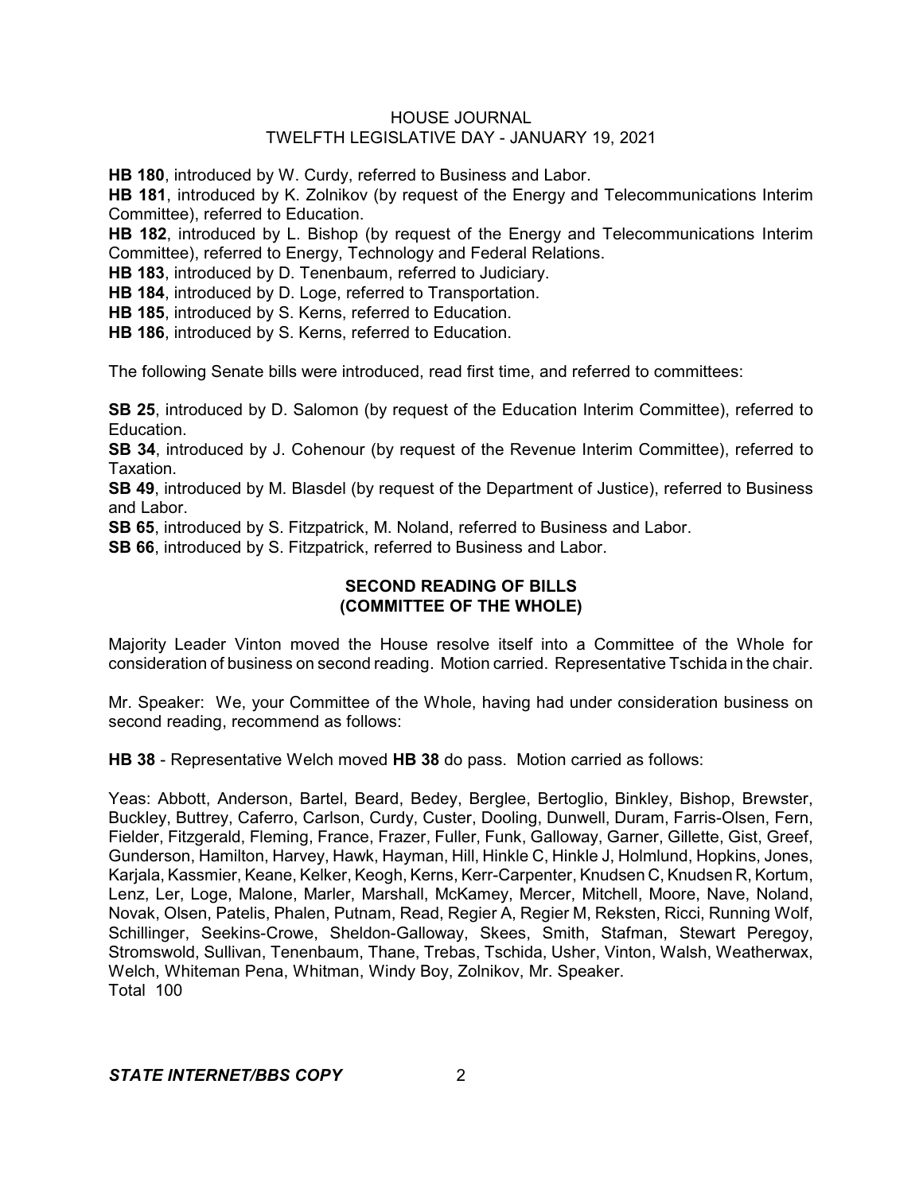**HB 180**, introduced by W. Curdy, referred to Business and Labor.
**HB 181**, introduced by K. Zolnikov (by request of the Energy and Telecommunications Interim Committee), referred to Education.
**HB 182**, introduced by L. Bishop (by request of the Energy and Telecommunications Interim Committee), referred to Energy, Technology and Federal Relations.
**HB 183**, introduced by D. Tenenbaum, referred to Judiciary.
**HB 184**, introduced by D. Loge, referred to Transportation.
**HB 185**, introduced by S. Kerns, referred to Education.
**HB 186**, introduced by S. Kerns, referred to Education.

The following Senate bills were introduced, read first time, and referred to committees:

**SB 25**, introduced by D. Salomon (by request of the Education Interim Committee), referred to Education.
**SB 34**, introduced by J. Cohenour (by request of the Revenue Interim Committee), referred to Taxation.
**SB 49**, introduced by M. Blasdel (by request of the Department of Justice), referred to Business and Labor.
**SB 65**, introduced by S. Fitzpatrick, M. Noland, referred to Business and Labor.
**SB 66**, introduced by S. Fitzpatrick, referred to Business and Labor.

## SECOND READING OF BILLS (COMMITTEE OF THE WHOLE)

Majority Leader Vinton moved the House resolve itself into a Committee of the Whole for consideration of business on second reading. Motion carried. Representative Tschida in the chair.

Mr. Speaker: We, your Committee of the Whole, having had under consideration business on second reading, recommend as follows:

**HB 38** - Representative Welch moved **HB 38** do pass. Motion carried as follows:

Yeas: Abbott, Anderson, Bartel, Beard, Bedey, Berglee, Bertoglio, Binkley, Bishop, Brewster, Buckley, Buttrey, Caferro, Carlson, Curdy, Custer, Dooling, Dunwell, Duram, Farris-Olsen, Fern, Fielder, Fitzgerald, Fleming, France, Frazer, Fuller, Funk, Galloway, Garner, Gillette, Gist, Greef, Gunderson, Hamilton, Harvey, Hawk, Hayman, Hill, Hinkle C, Hinkle J, Holmlund, Hopkins, Jones, Karjala, Kassmier, Keane, Kelker, Keogh, Kerns, Kerr-Carpenter, Knudsen C, Knudsen R, Kortum, Lenz, Ler, Loge, Malone, Marler, Marshall, McKamey, Mercer, Mitchell, Moore, Nave, Noland, Novak, Olsen, Patelis, Phalen, Putnam, Read, Regier A, Regier M, Reksten, Ricci, Running Wolf, Schillinger, Seekins-Crowe, Sheldon-Galloway, Skees, Smith, Stafman, Stewart Peregoy, Stromswold, Sullivan, Tenenbaum, Thane, Trebas, Tschida, Usher, Vinton, Walsh, Weatherwax, Welch, Whiteman Pena, Whitman, Windy Boy, Zolnikov, Mr. Speaker.
Total 100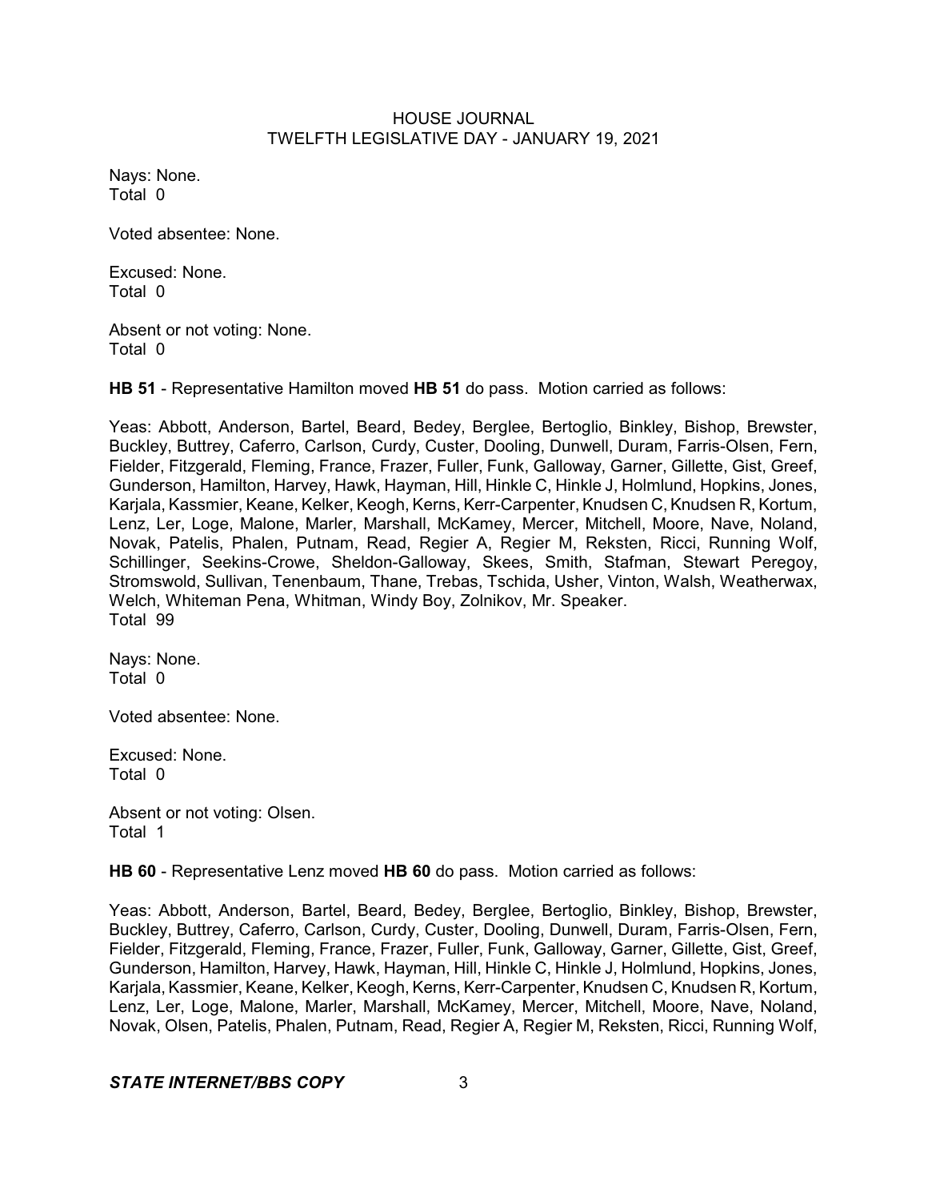Nays: None.
Total 0

Voted absentee: None.

Excused: None.
Total 0

Absent or not voting: None.
Total 0

**HB 51** - Representative Hamilton moved **HB 51** do pass. Motion carried as follows:

Yeas: Abbott, Anderson, Bartel, Beard, Bedey, Berglee, Bertoglio, Binkley, Bishop, Brewster, Buckley, Buttrey, Caferro, Carlson, Curdy, Custer, Dooling, Dunwell, Duram, Farris-Olsen, Fern, Fielder, Fitzgerald, Fleming, France, Frazer, Fuller, Funk, Galloway, Garner, Gillette, Gist, Greef, Gunderson, Hamilton, Harvey, Hawk, Hayman, Hill, Hinkle C, Hinkle J, Holmlund, Hopkins, Jones, Karjala, Kassmier, Keane, Kelker, Keogh, Kerns, Kerr-Carpenter, Knudsen C, Knudsen R, Kortum, Lenz, Ler, Loge, Malone, Marler, Marshall, McKamey, Mercer, Mitchell, Moore, Nave, Noland, Novak, Patelis, Phalen, Putnam, Read, Regier A, Regier M, Reksten, Ricci, Running Wolf, Schillinger, Seekins-Crowe, Sheldon-Galloway, Skees, Smith, Stafman, Stewart Peregoy, Stromswold, Sullivan, Tenenbaum, Thane, Trebas, Tschida, Usher, Vinton, Walsh, Weatherwax, Welch, Whiteman Pena, Whitman, Windy Boy, Zolnikov, Mr. Speaker.
Total 99

Nays: None.
Total 0

Voted absentee: None.

Excused: None.
Total 0

Absent or not voting: Olsen.
Total 1

**HB 60** - Representative Lenz moved **HB 60** do pass. Motion carried as follows:

Yeas: Abbott, Anderson, Bartel, Beard, Bedey, Berglee, Bertoglio, Binkley, Bishop, Brewster, Buckley, Buttrey, Caferro, Carlson, Curdy, Custer, Dooling, Dunwell, Duram, Farris-Olsen, Fern, Fielder, Fitzgerald, Fleming, France, Frazer, Fuller, Funk, Galloway, Garner, Gillette, Gist, Greef, Gunderson, Hamilton, Harvey, Hawk, Hayman, Hill, Hinkle C, Hinkle J, Holmlund, Hopkins, Jones, Karjala, Kassmier, Keane, Kelker, Keogh, Kerns, Kerr-Carpenter, Knudsen C, Knudsen R, Kortum, Lenz, Ler, Loge, Malone, Marler, Marshall, McKamey, Mercer, Mitchell, Moore, Nave, Noland, Novak, Olsen, Patelis, Phalen, Putnam, Read, Regier A, Regier M, Reksten, Ricci, Running Wolf,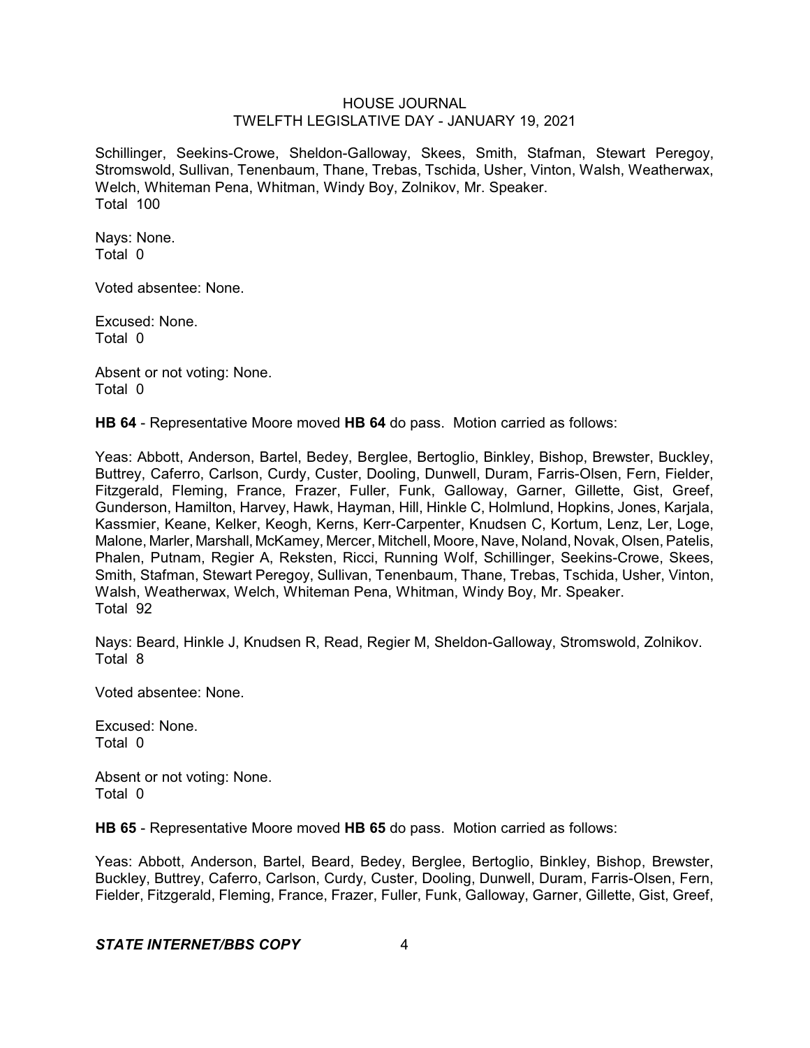Schillinger, Seekins-Crowe, Sheldon-Galloway, Skees, Smith, Stafman, Stewart Peregoy, Stromswold, Sullivan, Tenenbaum, Thane, Trebas, Tschida, Usher, Vinton, Walsh, Weatherwax, Welch, Whiteman Pena, Whitman, Windy Boy, Zolnikov, Mr. Speaker.
Total 100

Nays: None.
Total 0

Voted absentee: None.

Excused: None.
Total 0

Absent or not voting: None.
Total 0

**HB 64** - Representative Moore moved **HB 64** do pass. Motion carried as follows:

Yeas: Abbott, Anderson, Bartel, Bedey, Berglee, Bertoglio, Binkley, Bishop, Brewster, Buckley, Buttrey, Caferro, Carlson, Curdy, Custer, Dooling, Dunwell, Duram, Farris-Olsen, Fern, Fielder, Fitzgerald, Fleming, France, Frazer, Fuller, Funk, Galloway, Garner, Gillette, Gist, Greef, Gunderson, Hamilton, Harvey, Hawk, Hayman, Hill, Hinkle C, Holmlund, Hopkins, Jones, Karjala, Kassmier, Keane, Kelker, Keogh, Kerns, Kerr-Carpenter, Knudsen C, Kortum, Lenz, Ler, Loge, Malone, Marler, Marshall, McKamey, Mercer, Mitchell, Moore, Nave, Noland, Novak, Olsen, Patelis, Phalen, Putnam, Regier A, Reksten, Ricci, Running Wolf, Schillinger, Seekins-Crowe, Skees, Smith, Stafman, Stewart Peregoy, Sullivan, Tenenbaum, Thane, Trebas, Tschida, Usher, Vinton, Walsh, Weatherwax, Welch, Whiteman Pena, Whitman, Windy Boy, Mr. Speaker.
Total 92

Nays: Beard, Hinkle J, Knudsen R, Read, Regier M, Sheldon-Galloway, Stromswold, Zolnikov.
Total 8

Voted absentee: None.

Excused: None.
Total 0

Absent or not voting: None.
Total 0

**HB 65** - Representative Moore moved **HB 65** do pass. Motion carried as follows:

Yeas: Abbott, Anderson, Bartel, Beard, Bedey, Berglee, Bertoglio, Binkley, Bishop, Brewster, Buckley, Buttrey, Caferro, Carlson, Curdy, Custer, Dooling, Dunwell, Duram, Farris-Olsen, Fern, Fielder, Fitzgerald, Fleming, France, Frazer, Fuller, Funk, Galloway, Garner, Gillette, Gist, Greef,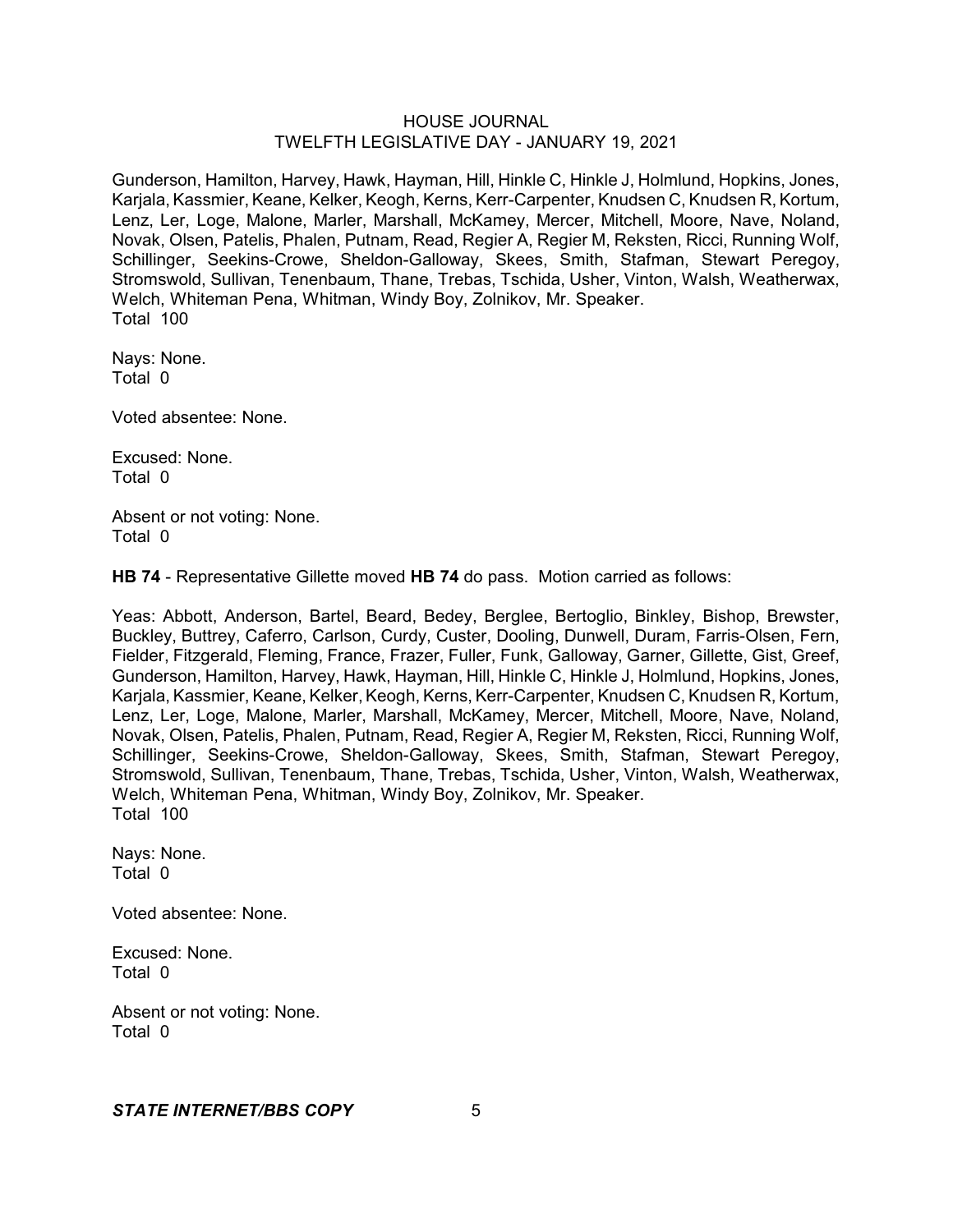Gunderson, Hamilton, Harvey, Hawk, Hayman, Hill, Hinkle C, Hinkle J, Holmlund, Hopkins, Jones, Karjala, Kassmier, Keane, Kelker, Keogh, Kerns, Kerr-Carpenter, Knudsen C, Knudsen R, Kortum, Lenz, Ler, Loge, Malone, Marler, Marshall, McKamey, Mercer, Mitchell, Moore, Nave, Noland, Novak, Olsen, Patelis, Phalen, Putnam, Read, Regier A, Regier M, Reksten, Ricci, Running Wolf, Schillinger, Seekins-Crowe, Sheldon-Galloway, Skees, Smith, Stafman, Stewart Peregoy, Stromswold, Sullivan, Tenenbaum, Thane, Trebas, Tschida, Usher, Vinton, Walsh, Weatherwax, Welch, Whiteman Pena, Whitman, Windy Boy, Zolnikov, Mr. Speaker.
Total 100

Nays: None.
Total 0

Voted absentee: None.

Excused: None.
Total 0

Absent or not voting: None.
Total 0

**HB 74** - Representative Gillette moved **HB 74** do pass. Motion carried as follows:

Yeas: Abbott, Anderson, Bartel, Beard, Bedey, Berglee, Bertoglio, Binkley, Bishop, Brewster, Buckley, Buttrey, Caferro, Carlson, Curdy, Custer, Dooling, Dunwell, Duram, Farris-Olsen, Fern, Fielder, Fitzgerald, Fleming, France, Frazer, Fuller, Funk, Galloway, Garner, Gillette, Gist, Greef, Gunderson, Hamilton, Harvey, Hawk, Hayman, Hill, Hinkle C, Hinkle J, Holmlund, Hopkins, Jones, Karjala, Kassmier, Keane, Kelker, Keogh, Kerns, Kerr-Carpenter, Knudsen C, Knudsen R, Kortum, Lenz, Ler, Loge, Malone, Marler, Marshall, McKamey, Mercer, Mitchell, Moore, Nave, Noland, Novak, Olsen, Patelis, Phalen, Putnam, Read, Regier A, Regier M, Reksten, Ricci, Running Wolf, Schillinger, Seekins-Crowe, Sheldon-Galloway, Skees, Smith, Stafman, Stewart Peregoy, Stromswold, Sullivan, Tenenbaum, Thane, Trebas, Tschida, Usher, Vinton, Walsh, Weatherwax, Welch, Whiteman Pena, Whitman, Windy Boy, Zolnikov, Mr. Speaker.
Total 100

Nays: None.
Total 0

Voted absentee: None.

Excused: None.
Total 0

Absent or not voting: None.
Total 0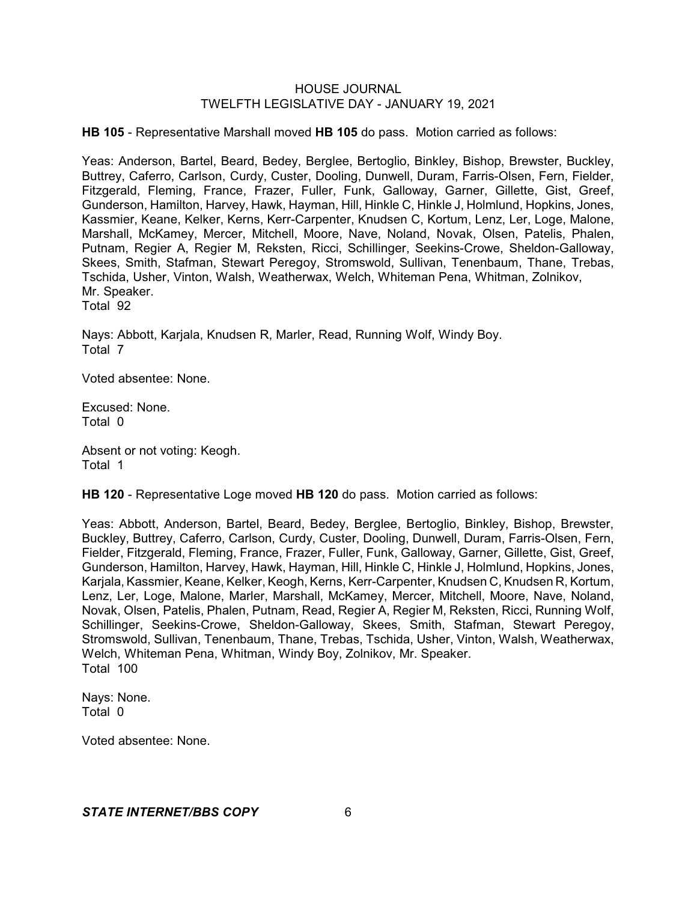**HB 105** - Representative Marshall moved **HB 105** do pass. Motion carried as follows:

Yeas: Anderson, Bartel, Beard, Bedey, Berglee, Bertoglio, Binkley, Bishop, Brewster, Buckley, Buttrey, Caferro, Carlson, Curdy, Custer, Dooling, Dunwell, Duram, Farris-Olsen, Fern, Fielder, Fitzgerald, Fleming, France, Frazer, Fuller, Funk, Galloway, Garner, Gillette, Gist, Greef, Gunderson, Hamilton, Harvey, Hawk, Hayman, Hill, Hinkle C, Hinkle J, Holmlund, Hopkins, Jones, Kassmier, Keane, Kelker, Kerns, Kerr-Carpenter, Knudsen C, Kortum, Lenz, Ler, Loge, Malone, Marshall, McKamey, Mercer, Mitchell, Moore, Nave, Noland, Novak, Olsen, Patelis, Phalen, Putnam, Regier A, Regier M, Reksten, Ricci, Schillinger, Seekins-Crowe, Sheldon-Galloway, Skees, Smith, Stafman, Stewart Peregoy, Stromswold, Sullivan, Tenenbaum, Thane, Trebas, Tschida, Usher, Vinton, Walsh, Weatherwax, Welch, Whiteman Pena, Whitman, Zolnikov, Mr. Speaker.
Total 92

Nays: Abbott, Karjala, Knudsen R, Marler, Read, Running Wolf, Windy Boy.
Total 7

Voted absentee: None.

Excused: None.
Total 0

Absent or not voting: Keogh.
Total 1

**HB 120** - Representative Loge moved **HB 120** do pass. Motion carried as follows:

Yeas: Abbott, Anderson, Bartel, Beard, Bedey, Berglee, Bertoglio, Binkley, Bishop, Brewster, Buckley, Buttrey, Caferro, Carlson, Curdy, Custer, Dooling, Dunwell, Duram, Farris-Olsen, Fern, Fielder, Fitzgerald, Fleming, France, Frazer, Fuller, Funk, Galloway, Garner, Gillette, Gist, Greef, Gunderson, Hamilton, Harvey, Hawk, Hayman, Hill, Hinkle C, Hinkle J, Holmlund, Hopkins, Jones, Karjala, Kassmier, Keane, Kelker, Keogh, Kerns, Kerr-Carpenter, Knudsen C, Knudsen R, Kortum, Lenz, Ler, Loge, Malone, Marler, Marshall, McKamey, Mercer, Mitchell, Moore, Nave, Noland, Novak, Olsen, Patelis, Phalen, Putnam, Read, Regier A, Regier M, Reksten, Ricci, Running Wolf, Schillinger, Seekins-Crowe, Sheldon-Galloway, Skees, Smith, Stafman, Stewart Peregoy, Stromswold, Sullivan, Tenenbaum, Thane, Trebas, Tschida, Usher, Vinton, Walsh, Weatherwax, Welch, Whiteman Pena, Whitman, Windy Boy, Zolnikov, Mr. Speaker.
Total 100

Nays: None.
Total 0

Voted absentee: None.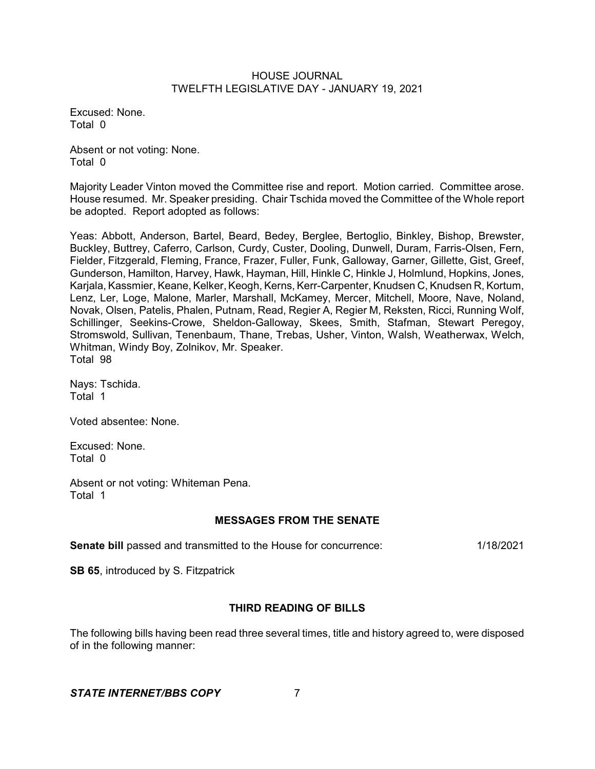Excused: None.
Total 0

Absent or not voting: None.
Total 0

Majority Leader Vinton moved the Committee rise and report. Motion carried. Committee arose. House resumed. Mr. Speaker presiding. Chair Tschida moved the Committee of the Whole report be adopted. Report adopted as follows:

Yeas: Abbott, Anderson, Bartel, Beard, Bedey, Berglee, Bertoglio, Binkley, Bishop, Brewster, Buckley, Buttrey, Caferro, Carlson, Curdy, Custer, Dooling, Dunwell, Duram, Farris-Olsen, Fern, Fielder, Fitzgerald, Fleming, France, Frazer, Fuller, Funk, Galloway, Garner, Gillette, Gist, Greef, Gunderson, Hamilton, Harvey, Hawk, Hayman, Hill, Hinkle C, Hinkle J, Holmlund, Hopkins, Jones, Karjala, Kassmier, Keane, Kelker, Keogh, Kerns, Kerr-Carpenter, Knudsen C, Knudsen R, Kortum, Lenz, Ler, Loge, Malone, Marler, Marshall, McKamey, Mercer, Mitchell, Moore, Nave, Noland, Novak, Olsen, Patelis, Phalen, Putnam, Read, Regier A, Regier M, Reksten, Ricci, Running Wolf, Schillinger, Seekins-Crowe, Sheldon-Galloway, Skees, Smith, Stafman, Stewart Peregoy, Stromswold, Sullivan, Tenenbaum, Thane, Trebas, Usher, Vinton, Walsh, Weatherwax, Welch, Whitman, Windy Boy, Zolnikov, Mr. Speaker.
Total 98

Nays: Tschida.
Total 1

Voted absentee: None.

Excused: None.
Total 0

Absent or not voting: Whiteman Pena.
Total 1

## MESSAGES FROM THE SENATE

**Senate bill** passed and transmitted to the House for concurrence: 1/18/2021

**SB 65**, introduced by S. Fitzpatrick

## THIRD READING OF BILLS

The following bills having been read three several times, title and history agreed to, were disposed of in the following manner: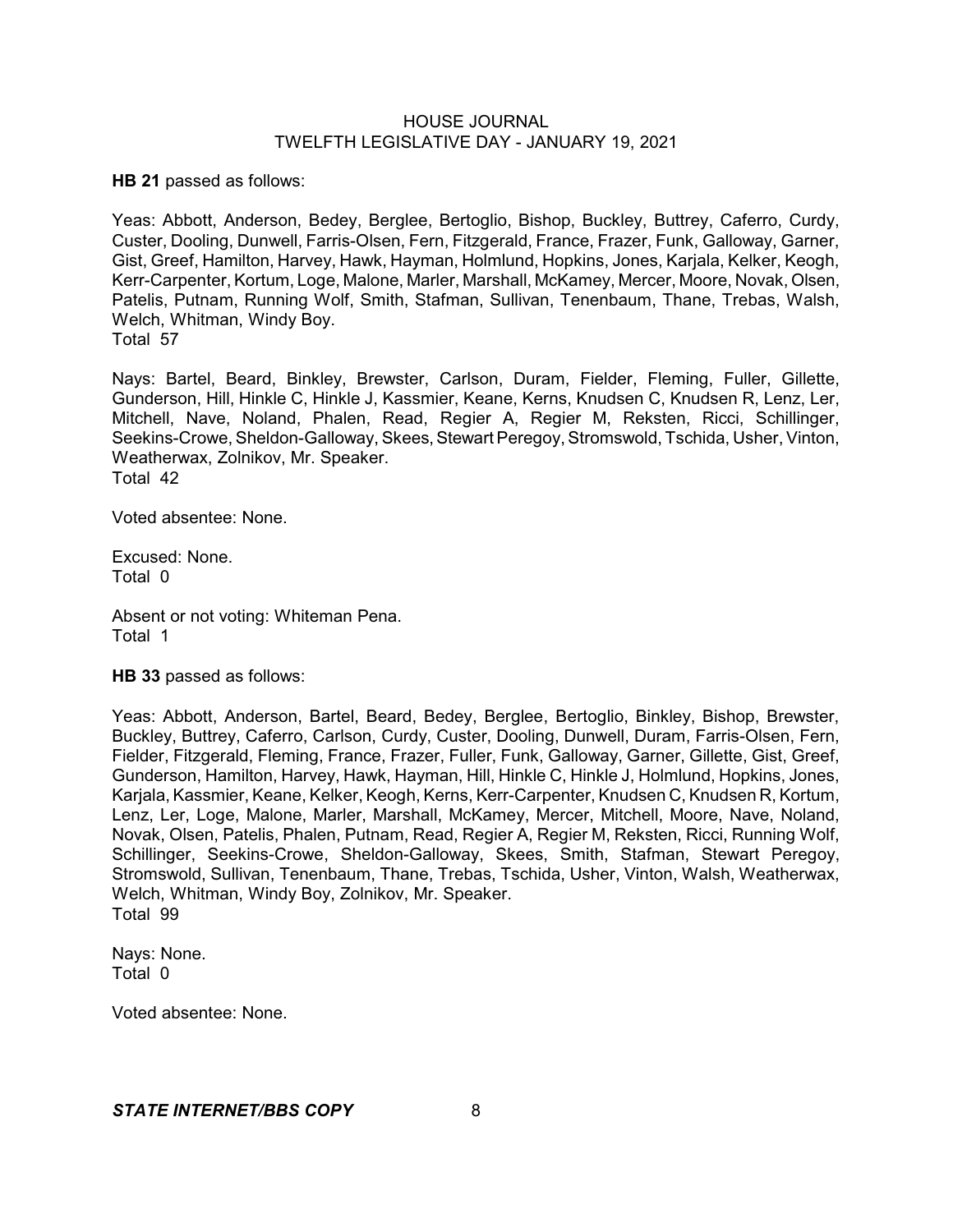**HB 21** passed as follows:

Yeas: Abbott, Anderson, Bedey, Berglee, Bertoglio, Bishop, Buckley, Buttrey, Caferro, Curdy, Custer, Dooling, Dunwell, Farris-Olsen, Fern, Fitzgerald, France, Frazer, Funk, Galloway, Garner, Gist, Greef, Hamilton, Harvey, Hawk, Hayman, Holmlund, Hopkins, Jones, Karjala, Kelker, Keogh, Kerr-Carpenter, Kortum, Loge, Malone, Marler, Marshall, McKamey, Mercer, Moore, Novak, Olsen, Patelis, Putnam, Running Wolf, Smith, Stafman, Sullivan, Tenenbaum, Thane, Trebas, Walsh, Welch, Whitman, Windy Boy.
Total 57

Nays: Bartel, Beard, Binkley, Brewster, Carlson, Duram, Fielder, Fleming, Fuller, Gillette, Gunderson, Hill, Hinkle C, Hinkle J, Kassmier, Keane, Kerns, Knudsen C, Knudsen R, Lenz, Ler, Mitchell, Nave, Noland, Phalen, Read, Regier A, Regier M, Reksten, Ricci, Schillinger, Seekins-Crowe, Sheldon-Galloway, Skees, Stewart Peregoy, Stromswold, Tschida, Usher, Vinton, Weatherwax, Zolnikov, Mr. Speaker.
Total 42

Voted absentee: None.

Excused: None.
Total 0

Absent or not voting: Whiteman Pena.
Total 1

**HB 33** passed as follows:

Yeas: Abbott, Anderson, Bartel, Beard, Bedey, Berglee, Bertoglio, Binkley, Bishop, Brewster, Buckley, Buttrey, Caferro, Carlson, Curdy, Custer, Dooling, Dunwell, Duram, Farris-Olsen, Fern, Fielder, Fitzgerald, Fleming, France, Frazer, Fuller, Funk, Galloway, Garner, Gillette, Gist, Greef, Gunderson, Hamilton, Harvey, Hawk, Hayman, Hill, Hinkle C, Hinkle J, Holmlund, Hopkins, Jones, Karjala, Kassmier, Keane, Kelker, Keogh, Kerns, Kerr-Carpenter, Knudsen C, Knudsen R, Kortum, Lenz, Ler, Loge, Malone, Marler, Marshall, McKamey, Mercer, Mitchell, Moore, Nave, Noland, Novak, Olsen, Patelis, Phalen, Putnam, Read, Regier A, Regier M, Reksten, Ricci, Running Wolf, Schillinger, Seekins-Crowe, Sheldon-Galloway, Skees, Smith, Stafman, Stewart Peregoy, Stromswold, Sullivan, Tenenbaum, Thane, Trebas, Tschida, Usher, Vinton, Walsh, Weatherwax, Welch, Whitman, Windy Boy, Zolnikov, Mr. Speaker.
Total 99

Nays: None.
Total 0

Voted absentee: None.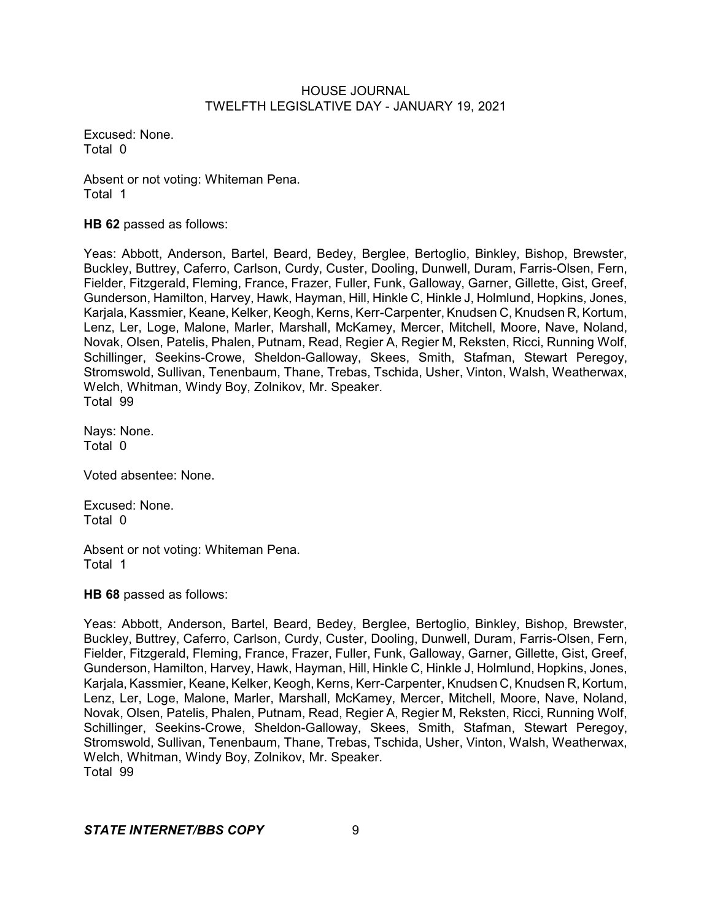Excused: None.
Total 0

Absent or not voting: Whiteman Pena.
Total 1

**HB 62** passed as follows:

Yeas: Abbott, Anderson, Bartel, Beard, Bedey, Berglee, Bertoglio, Binkley, Bishop, Brewster, Buckley, Buttrey, Caferro, Carlson, Curdy, Custer, Dooling, Dunwell, Duram, Farris-Olsen, Fern, Fielder, Fitzgerald, Fleming, France, Frazer, Fuller, Funk, Galloway, Garner, Gillette, Gist, Greef, Gunderson, Hamilton, Harvey, Hawk, Hayman, Hill, Hinkle C, Hinkle J, Holmlund, Hopkins, Jones, Karjala, Kassmier, Keane, Kelker, Keogh, Kerns, Kerr-Carpenter, Knudsen C, Knudsen R, Kortum, Lenz, Ler, Loge, Malone, Marler, Marshall, McKamey, Mercer, Mitchell, Moore, Nave, Noland, Novak, Olsen, Patelis, Phalen, Putnam, Read, Regier A, Regier M, Reksten, Ricci, Running Wolf, Schillinger, Seekins-Crowe, Sheldon-Galloway, Skees, Smith, Stafman, Stewart Peregoy, Stromswold, Sullivan, Tenenbaum, Thane, Trebas, Tschida, Usher, Vinton, Walsh, Weatherwax, Welch, Whitman, Windy Boy, Zolnikov, Mr. Speaker.
Total 99

Nays: None.
Total 0

Voted absentee: None.

Excused: None.
Total 0

Absent or not voting: Whiteman Pena.
Total 1

**HB 68** passed as follows:

Yeas: Abbott, Anderson, Bartel, Beard, Bedey, Berglee, Bertoglio, Binkley, Bishop, Brewster, Buckley, Buttrey, Caferro, Carlson, Curdy, Custer, Dooling, Dunwell, Duram, Farris-Olsen, Fern, Fielder, Fitzgerald, Fleming, France, Frazer, Fuller, Funk, Galloway, Garner, Gillette, Gist, Greef, Gunderson, Hamilton, Harvey, Hawk, Hayman, Hill, Hinkle C, Hinkle J, Holmlund, Hopkins, Jones, Karjala, Kassmier, Keane, Kelker, Keogh, Kerns, Kerr-Carpenter, Knudsen C, Knudsen R, Kortum, Lenz, Ler, Loge, Malone, Marler, Marshall, McKamey, Mercer, Mitchell, Moore, Nave, Noland, Novak, Olsen, Patelis, Phalen, Putnam, Read, Regier A, Regier M, Reksten, Ricci, Running Wolf, Schillinger, Seekins-Crowe, Sheldon-Galloway, Skees, Smith, Stafman, Stewart Peregoy, Stromswold, Sullivan, Tenenbaum, Thane, Trebas, Tschida, Usher, Vinton, Walsh, Weatherwax, Welch, Whitman, Windy Boy, Zolnikov, Mr. Speaker.
Total 99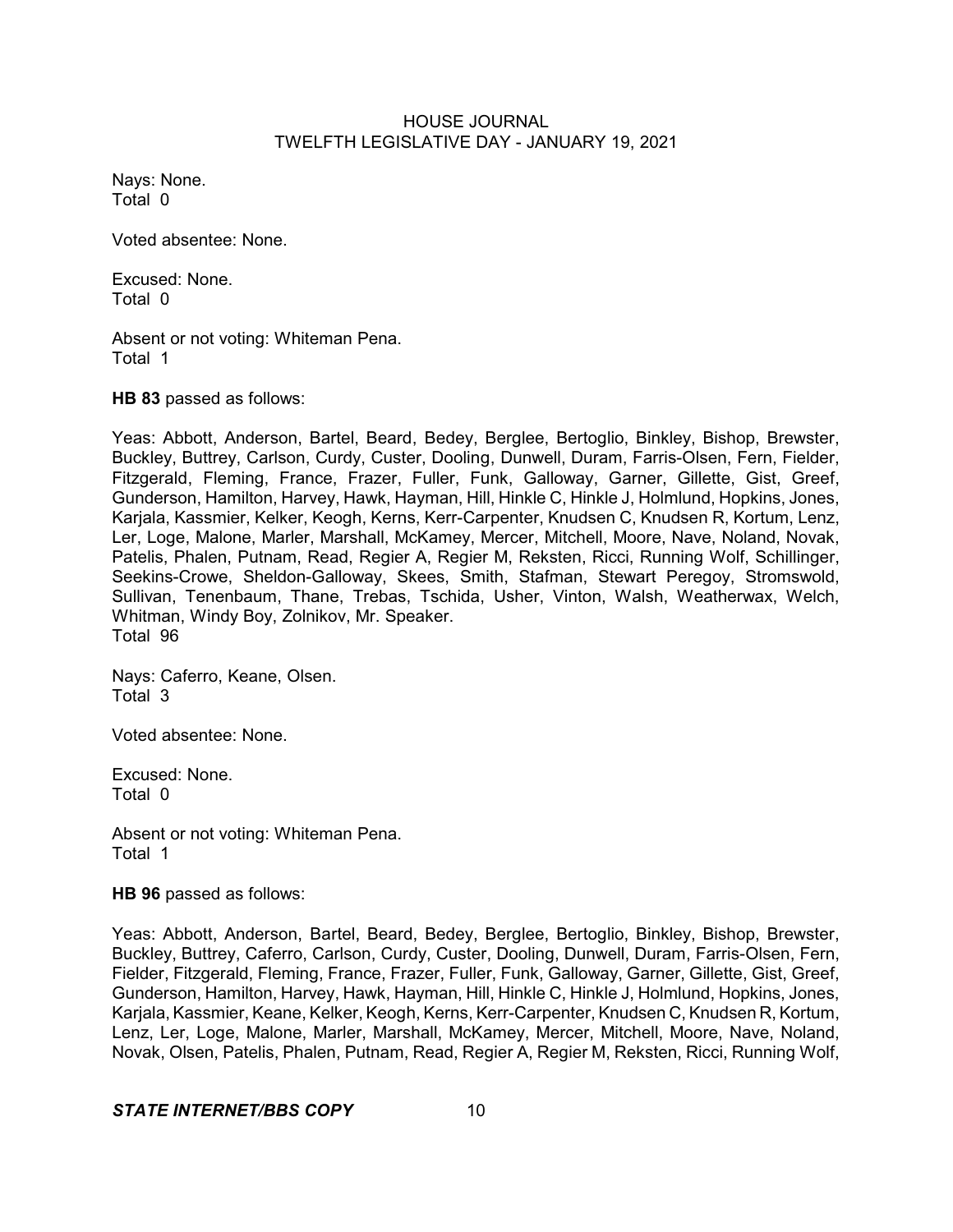Nays: None.
Total 0

Voted absentee: None.

Excused: None.
Total 0

Absent or not voting: Whiteman Pena.
Total 1

**HB 83** passed as follows:

Yeas: Abbott, Anderson, Bartel, Beard, Bedey, Berglee, Bertoglio, Binkley, Bishop, Brewster, Buckley, Buttrey, Carlson, Curdy, Custer, Dooling, Dunwell, Duram, Farris-Olsen, Fern, Fielder, Fitzgerald, Fleming, France, Frazer, Fuller, Funk, Galloway, Garner, Gillette, Gist, Greef, Gunderson, Hamilton, Harvey, Hawk, Hayman, Hill, Hinkle C, Hinkle J, Holmlund, Hopkins, Jones, Karjala, Kassmier, Kelker, Keogh, Kerns, Kerr-Carpenter, Knudsen C, Knudsen R, Kortum, Lenz, Ler, Loge, Malone, Marler, Marshall, McKamey, Mercer, Mitchell, Moore, Nave, Noland, Novak, Patelis, Phalen, Putnam, Read, Regier A, Regier M, Reksten, Ricci, Running Wolf, Schillinger, Seekins-Crowe, Sheldon-Galloway, Skees, Smith, Stafman, Stewart Peregoy, Stromswold, Sullivan, Tenenbaum, Thane, Trebas, Tschida, Usher, Vinton, Walsh, Weatherwax, Welch, Whitman, Windy Boy, Zolnikov, Mr. Speaker.
Total 96

Nays: Caferro, Keane, Olsen.
Total 3

Voted absentee: None.

Excused: None.
Total 0

Absent or not voting: Whiteman Pena.
Total 1

**HB 96** passed as follows:

Yeas: Abbott, Anderson, Bartel, Beard, Bedey, Berglee, Bertoglio, Binkley, Bishop, Brewster, Buckley, Buttrey, Caferro, Carlson, Curdy, Custer, Dooling, Dunwell, Duram, Farris-Olsen, Fern, Fielder, Fitzgerald, Fleming, France, Frazer, Fuller, Funk, Galloway, Garner, Gillette, Gist, Greef, Gunderson, Hamilton, Harvey, Hawk, Hayman, Hill, Hinkle C, Hinkle J, Holmlund, Hopkins, Jones, Karjala, Kassmier, Keane, Kelker, Keogh, Kerns, Kerr-Carpenter, Knudsen C, Knudsen R, Kortum, Lenz, Ler, Loge, Malone, Marler, Marshall, McKamey, Mercer, Mitchell, Moore, Nave, Noland, Novak, Olsen, Patelis, Phalen, Putnam, Read, Regier A, Regier M, Reksten, Ricci, Running Wolf,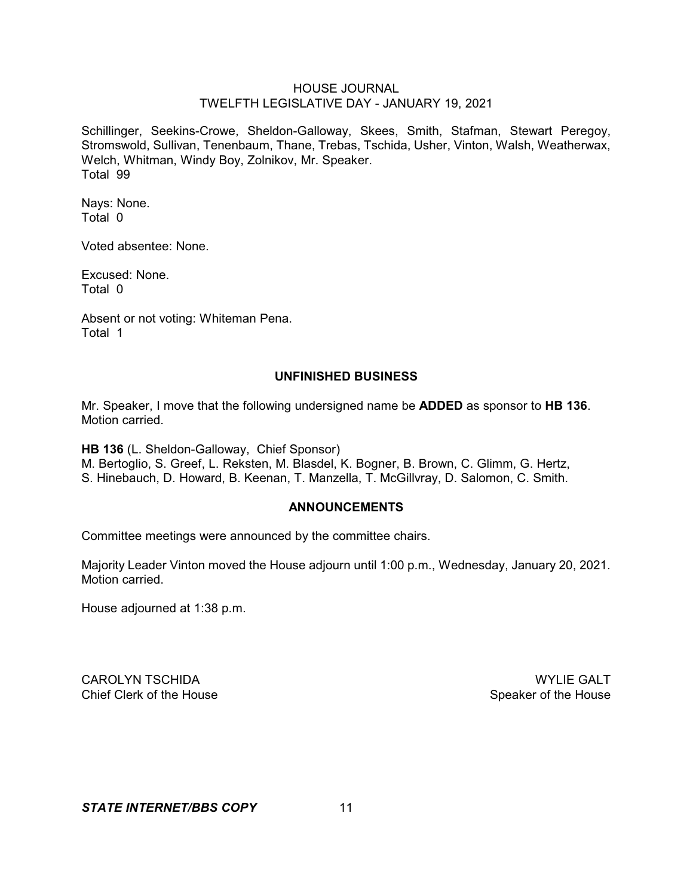Schillinger, Seekins-Crowe, Sheldon-Galloway, Skees, Smith, Stafman, Stewart Peregoy, Stromswold, Sullivan, Tenenbaum, Thane, Trebas, Tschida, Usher, Vinton, Walsh, Weatherwax, Welch, Whitman, Windy Boy, Zolnikov, Mr. Speaker.
Total 99

Nays: None.
Total 0

Voted absentee: None.

Excused: None.
Total 0

Absent or not voting: Whiteman Pena.
Total 1

## UNFINISHED BUSINESS

Mr. Speaker, I move that the following undersigned name be **ADDED** as sponsor to **HB 136**.
Motion carried.

**HB 136** (L. Sheldon-Galloway, Chief Sponsor)
M. Bertoglio, S. Greef, L. Reksten, M. Blasdel, K. Bogner, B. Brown, C. Glimm, G. Hertz, S. Hinebauch, D. Howard, B. Keenan, T. Manzella, T. McGillvray, D. Salomon, C. Smith.

## ANNOUNCEMENTS

Committee meetings were announced by the committee chairs.

Majority Leader Vinton moved the House adjourn until 1:00 p.m., Wednesday, January 20, 2021.
Motion carried.

House adjourned at 1:38 p.m.

CAROLYN TSCHIDA
Chief Clerk of the House

WYLIE GALT
Speaker of the House